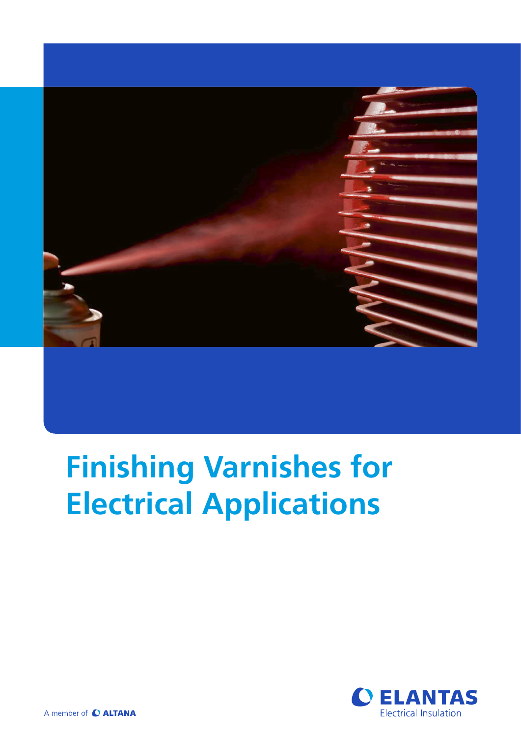# Finishing Varnishes for Electrical Applications

A member of ALTANA

ELANTAS
Electrical Insulation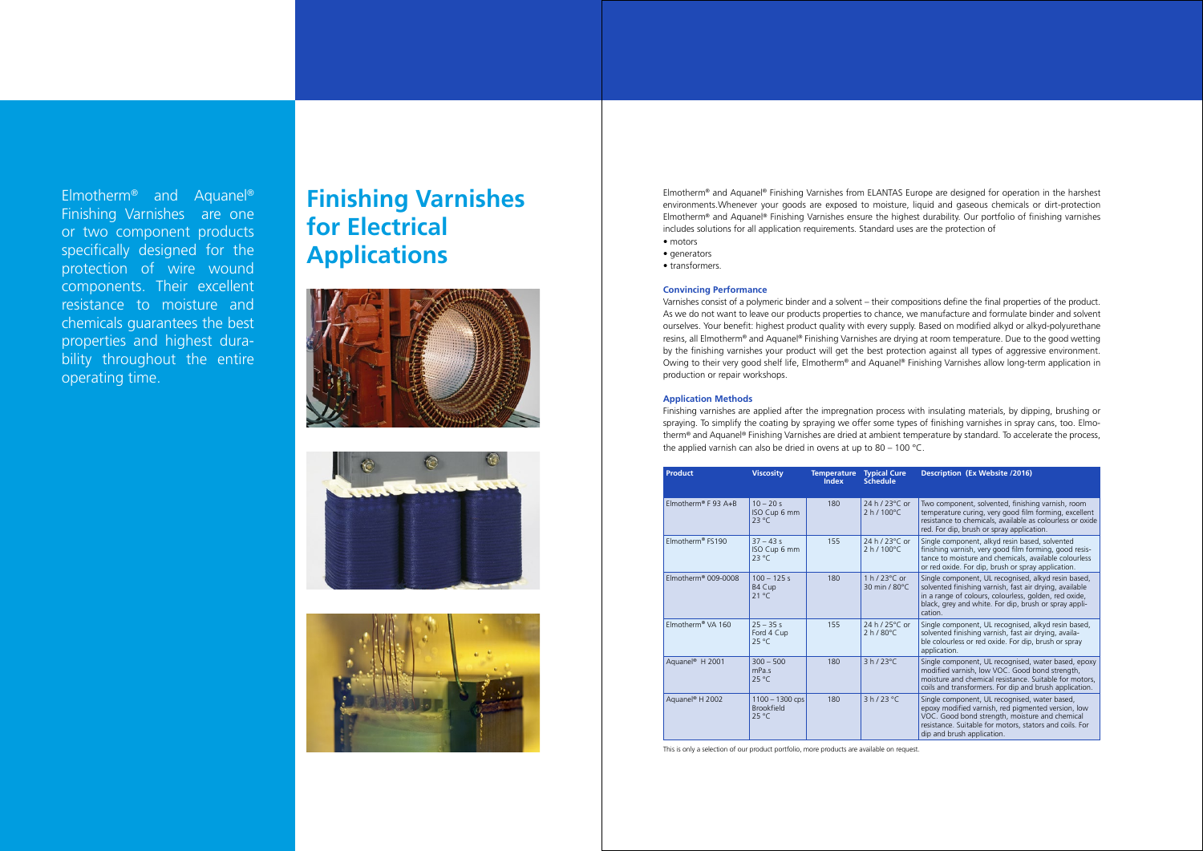Elmotherm® and Aquanel® Finishing Varnishes are one or two component products specifically designed for the protection of wire wound components. Their excellent resistance to moisture and chemicals guarantees the best properties and highest durability throughout the entire operating time.

# Finishing Varnishes for Electrical Applications

Elmotherm® and Aquanel® Finishing Varnishes from ELANTAS Europe are designed for operation in the harshest environments.Whenever your goods are exposed to moisture, liquid and gaseous chemicals or dirt-protection Elmotherm® and Aquanel® Finishing Varnishes ensure the highest durability. Our portfolio of finishing varnishes includes solutions for all application requirements. Standard uses are the protection of

- motors
- generators
- transformers.

### Convincing Performance

Varnishes consist of a polymeric binder and a solvent – their compositions define the final properties of the product. As we do not want to leave our products properties to chance, we manufacture and formulate binder and solvent ourselves. Your benefit: highest product quality with every supply. Based on modified alkyd or alkyd-polyurethane resins, all Elmotherm® and Aquanel® Finishing Varnishes are drying at room temperature. Due to the good wetting by the finishing varnishes your product will get the best protection against all types of aggressive environment. Owing to their very good shelf life, Elmotherm® and Aquanel® Finishing Varnishes allow long-term application in production or repair workshops.

### Application Methods

Finishing varnishes are applied after the impregnation process with insulating materials, by dipping, brushing or spraying. To simplify the coating by spraying we offer some types of finishing varnishes in spray cans, too. Elmotherm® and Aquanel® Finishing Varnishes are dried at ambient temperature by standard. To accelerate the process, the applied varnish can also be dried in ovens at up to 80 – 100 °C.

| Product | Viscosity | Temperature Index | Typical Cure Schedule | Description (Ex Website /2016) |
|---|---|---|---|---|
| Elmotherm® F 93 A+B | 10 – 20 s ISO Cup 6 mm 23 °C | 180 | 24 h / 23°C or 2 h / 100°C | Two component, solvented, finishing varnish, room temperature curing, very good film forming, excellent resistance to chemicals, available as colourless or oxide red. For dip, brush or spray application. |
| Elmotherm® FS190 | 37 – 43 s ISO Cup 6 mm 23 °C | 155 | 24 h / 23°C or 2 h / 100°C | Single component, alkyd resin based, solvented finishing varnish, very good film forming, good resistance to moisture and chemicals, available colourless or red oxide. For dip, brush or spray application. |
| Elmotherm® 009-0008 | 100 – 125 s B4 Cup 21 °C | 180 | 1 h / 23°C or 30 min / 80°C | Single component, UL recognised, alkyd resin based, solvented finishing varnish, fast air drying, available in a range of colours, colourless, golden, red oxide, black, grey and white. For dip, brush or spray application. |
| Elmotherm® VA 160 | 25 – 35 s Ford 4 Cup 25 °C | 155 | 24 h / 25°C or 2 h / 80°C | Single component, UL recognised, alkyd resin based, solvented finishing varnish, fast air drying, available colourless or red oxide. For dip, brush or spray application. |
| Aquanel® H 2001 | 300 – 500 mPa.s 25 °C | 180 | 3 h / 23°C | Single component, UL recognised, water based, epoxy modified varnish, low VOC. Good bond strength, moisture and chemical resistance. Suitable for motors, coils and transformers. For dip and brush application. |
| Aquanel® H 2002 | 1100 – 1300 cps Brookfield 25 °C | 180 | 3 h / 23 °C | Single component, UL recognised, water based, epoxy modified varnish, red pigmented version, low VOC. Good bond strength, moisture and chemical resistance. Suitable for motors, stators and coils. For dip and brush application. |

This is only a selection of our product portfolio, more products are available on request.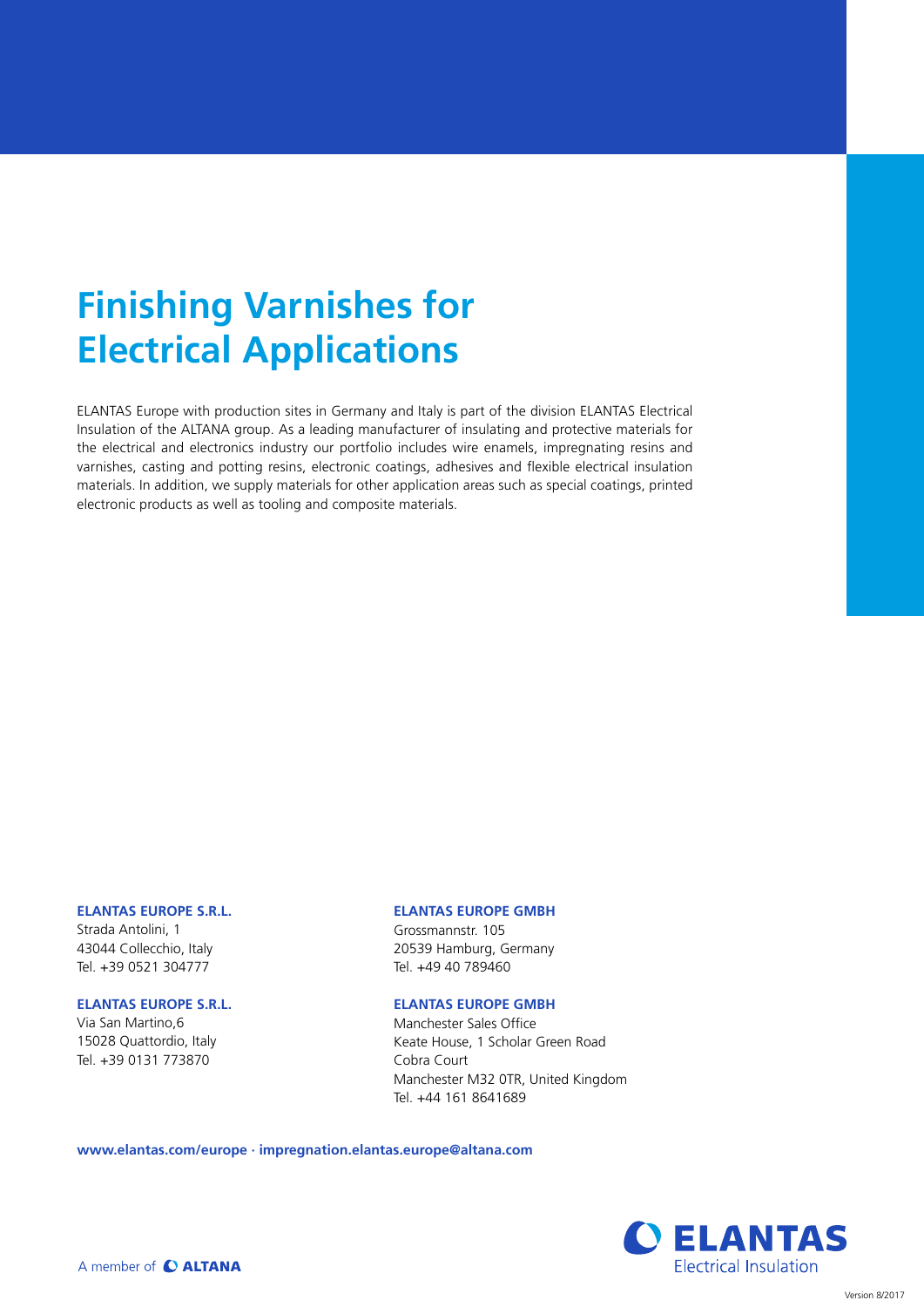# Finishing Varnishes for Electrical Applications

ELANTAS Europe with production sites in Germany and Italy is part of the division ELANTAS Electrical Insulation of the ALTANA group. As a leading manufacturer of insulating and protective materials for the electrical and electronics industry our portfolio includes wire enamels, impregnating resins and varnishes, casting and potting resins, electronic coatings, adhesives and flexible electrical insulation materials. In addition, we supply materials for other application areas such as special coatings, printed electronic products as well as tooling and composite materials.

**ELANTAS EUROPE S.R.L.**
Strada Antolini, 1
43044 Collecchio, Italy
Tel. +39 0521 304777

**ELANTAS EUROPE S.R.L.**
Via San Martino,6
15028 Quattordio, Italy
Tel. +39 0131 773870

**ELANTAS EUROPE GMBH**
Grossmannstr. 105
20539 Hamburg, Germany
Tel. +49 40 789460

**ELANTAS EUROPE GMBH**
Manchester Sales Office
Keate House, 1 Scholar Green Road
Cobra Court
Manchester M32 0TR, United Kingdom
Tel. +44 161 8641689

**www.elantas.com/europe · impregnation.elantas.europe@altana.com**

ELANTAS Electrical Insulation

A member of ALTANA

Version 8/2017